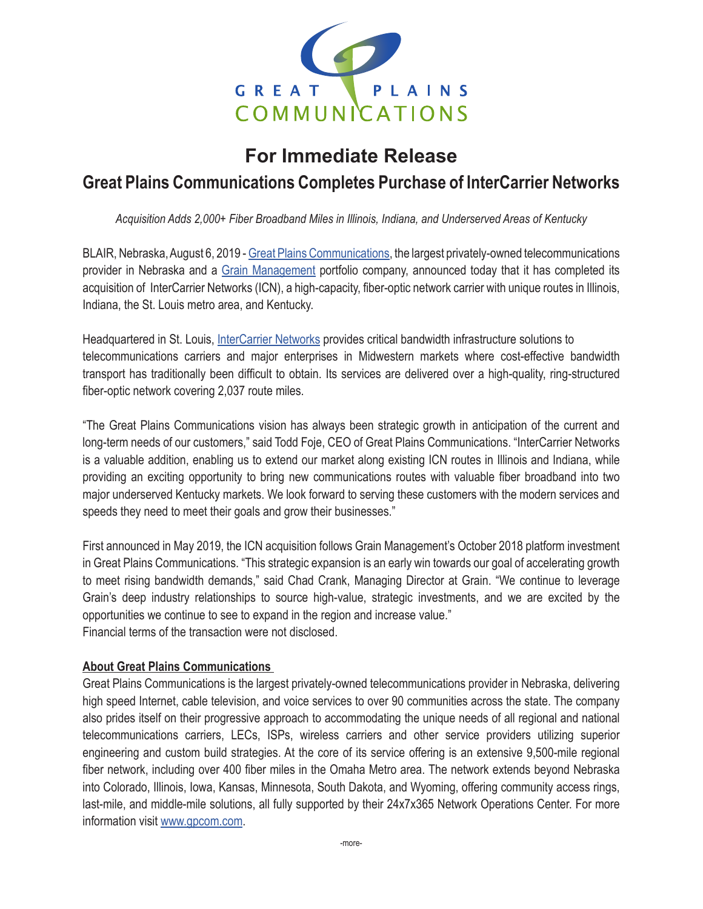GREAT PLAINS COMMUNICATIONS

# For Immediate Release

## Great Plains Communications Completes Purchase of InterCarrier Networks

*Acquisition Adds 2,000+ Fiber Broadband Miles in Illinois, Indiana, and Underserved Areas of Kentucky*

BLAIR, Nebraska, August 6, 2019 - Great Plains Communications, the largest privately-owned telecommunications provider in Nebraska and a Grain Management portfolio company, announced today that it has completed its acquisition of InterCarrier Networks (ICN), a high-capacity, fiber-optic network carrier with unique routes in Illinois, Indiana, the St. Louis metro area, and Kentucky.

Headquartered in St. Louis, InterCarrier Networks provides critical bandwidth infrastructure solutions to telecommunications carriers and major enterprises in Midwestern markets where cost-effective bandwidth transport has traditionally been difficult to obtain. Its services are delivered over a high-quality, ring-structured fiber-optic network covering 2,037 route miles.

"The Great Plains Communications vision has always been strategic growth in anticipation of the current and long-term needs of our customers," said Todd Foje, CEO of Great Plains Communications. "InterCarrier Networks is a valuable addition, enabling us to extend our market along existing ICN routes in Illinois and Indiana, while providing an exciting opportunity to bring new communications routes with valuable fiber broadband into two major underserved Kentucky markets. We look forward to serving these customers with the modern services and speeds they need to meet their goals and grow their businesses."

First announced in May 2019, the ICN acquisition follows Grain Management's October 2018 platform investment in Great Plains Communications. "This strategic expansion is an early win towards our goal of accelerating growth to meet rising bandwidth demands," said Chad Crank, Managing Director at Grain. "We continue to leverage Grain's deep industry relationships to source high-value, strategic investments, and we are excited by the opportunities we continue to see to expand in the region and increase value."
Financial terms of the transaction were not disclosed.

**About Great Plains Communications**

Great Plains Communications is the largest privately-owned telecommunications provider in Nebraska, delivering high speed Internet, cable television, and voice services to over 90 communities across the state. The company also prides itself on their progressive approach to accommodating the unique needs of all regional and national telecommunications carriers, LECs, ISPs, wireless carriers and other service providers utilizing superior engineering and custom build strategies. At the core of its service offering is an extensive 9,500-mile regional fiber network, including over 400 fiber miles in the Omaha Metro area. The network extends beyond Nebraska into Colorado, Illinois, Iowa, Kansas, Minnesota, South Dakota, and Wyoming, offering community access rings, last-mile, and middle-mile solutions, all fully supported by their 24x7x365 Network Operations Center. For more information visit www.gpcom.com.

-more-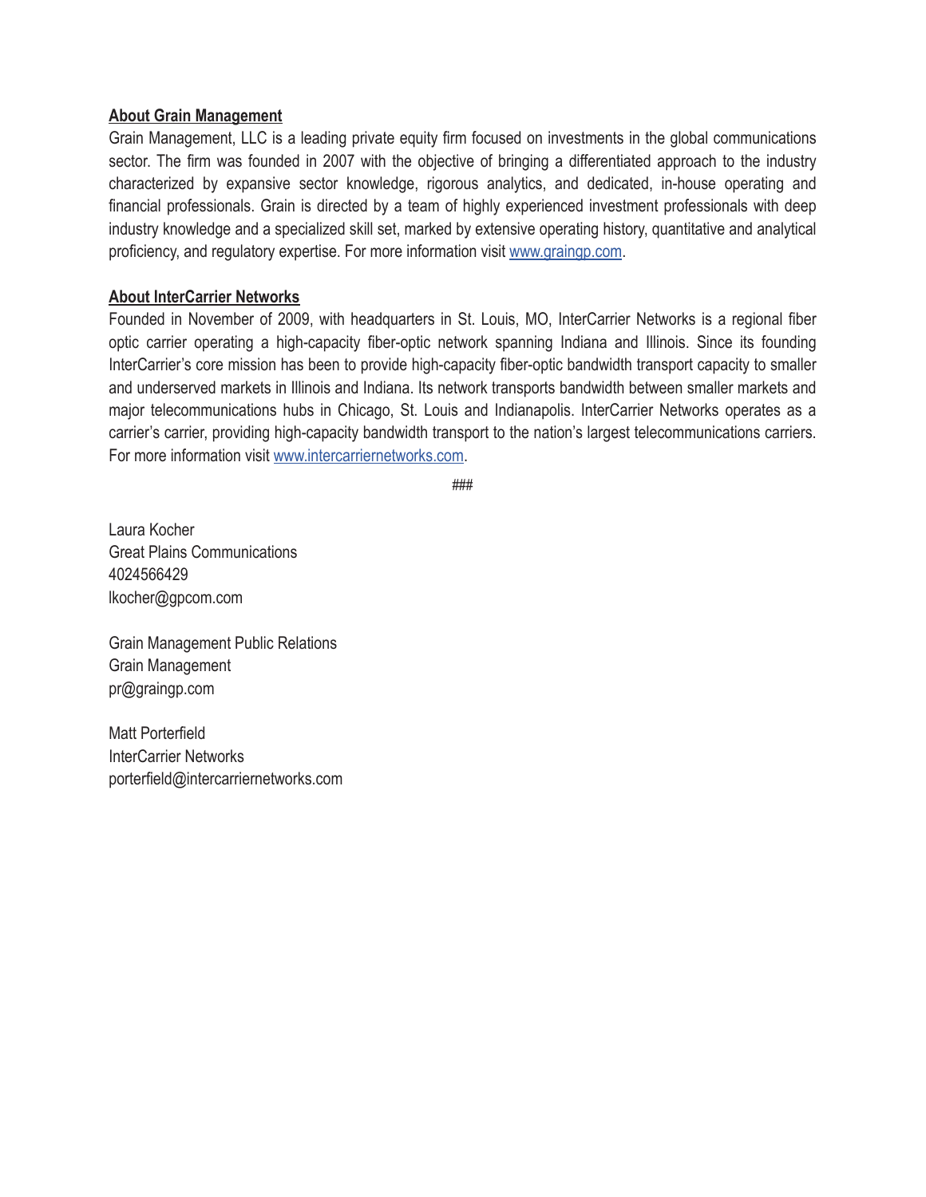**About Grain Management**

Grain Management, LLC is a leading private equity firm focused on investments in the global communications sector. The firm was founded in 2007 with the objective of bringing a differentiated approach to the industry characterized by expansive sector knowledge, rigorous analytics, and dedicated, in-house operating and financial professionals. Grain is directed by a team of highly experienced investment professionals with deep industry knowledge and a specialized skill set, marked by extensive operating history, quantitative and analytical proficiency, and regulatory expertise. For more information visit www.graingp.com.

**About InterCarrier Networks**

Founded in November of 2009, with headquarters in St. Louis, MO, InterCarrier Networks is a regional fiber optic carrier operating a high-capacity fiber-optic network spanning Indiana and Illinois. Since its founding InterCarrier's core mission has been to provide high-capacity fiber-optic bandwidth transport capacity to smaller and underserved markets in Illinois and Indiana. Its network transports bandwidth between smaller markets and major telecommunications hubs in Chicago, St. Louis and Indianapolis. InterCarrier Networks operates as a carrier's carrier, providing high-capacity bandwidth transport to the nation's largest telecommunications carriers. For more information visit www.intercarriernetworks.com.

###

Laura Kocher
Great Plains Communications
4024566429
lkocher@gpcom.com

Grain Management Public Relations
Grain Management
pr@graingp.com

Matt Porterfield
InterCarrier Networks
porterfield@intercarriernetworks.com